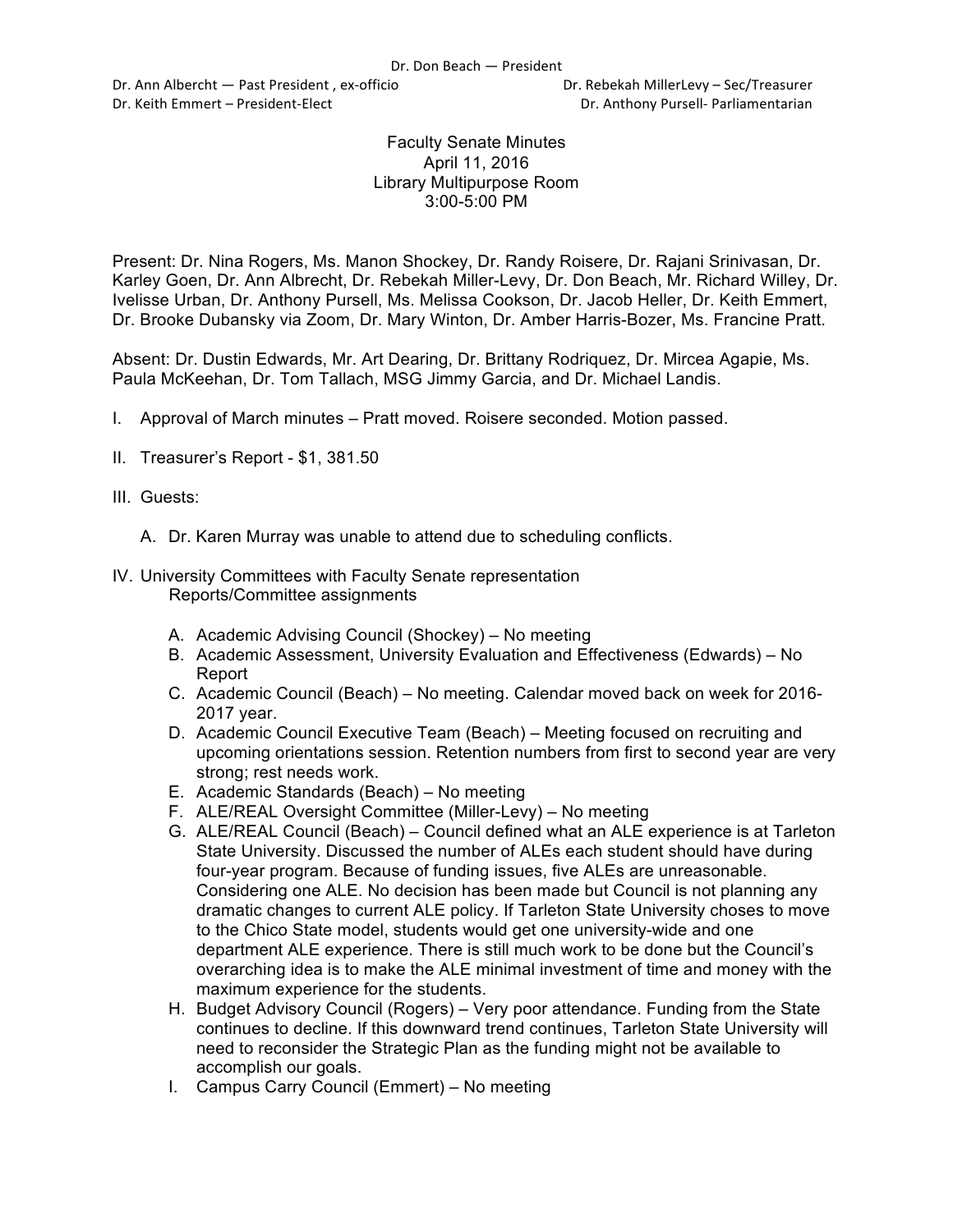Dr. Don Beach — President

Dr. Ann Albercht — Past President , ex-officio

Dr. Rebekah MillerLevy – Sec/Treasurer

Dr. Keith Emmert – President-Elect

Dr. Anthony Pursell- Parliamentarian

Faculty Senate Minutes
April 11, 2016
Library Multipurpose Room
3:00-5:00 PM

Present: Dr. Nina Rogers, Ms. Manon Shockey, Dr. Randy Roisere, Dr. Rajani Srinivasan, Dr. Karley Goen, Dr. Ann Albrecht, Dr. Rebekah Miller-Levy, Dr. Don Beach, Mr. Richard Willey, Dr. Ivelisse Urban, Dr. Anthony Pursell, Ms. Melissa Cookson, Dr. Jacob Heller, Dr. Keith Emmert, Dr. Brooke Dubansky via Zoom, Dr. Mary Winton, Dr. Amber Harris-Bozer, Ms. Francine Pratt.

Absent: Dr. Dustin Edwards, Mr. Art Dearing, Dr. Brittany Rodriquez, Dr. Mircea Agapie, Ms. Paula McKeehan, Dr. Tom Tallach, MSG Jimmy Garcia, and Dr. Michael Landis.

I. Approval of March minutes – Pratt moved. Roisere seconded. Motion passed.

II. Treasurer's Report - $1, 381.50

III. Guests:

   A. Dr. Karen Murray was unable to attend due to scheduling conflicts.

IV. University Committees with Faculty Senate representation
    Reports/Committee assignments

   A. Academic Advising Council (Shockey) – No meeting
   B. Academic Assessment, University Evaluation and Effectiveness (Edwards) – No Report
   C. Academic Council (Beach) – No meeting. Calendar moved back on week for 2016-2017 year.
   D. Academic Council Executive Team (Beach) – Meeting focused on recruiting and upcoming orientations session. Retention numbers from first to second year are very strong; rest needs work.
   E. Academic Standards (Beach) – No meeting
   F. ALE/REAL Oversight Committee (Miller-Levy) – No meeting
   G. ALE/REAL Council (Beach) – Council defined what an ALE experience is at Tarleton State University. Discussed the number of ALEs each student should have during four-year program. Because of funding issues, five ALEs are unreasonable. Considering one ALE. No decision has been made but Council is not planning any dramatic changes to current ALE policy. If Tarleton State University choses to move to the Chico State model, students would get one university-wide and one department ALE experience. There is still much work to be done but the Council's overarching idea is to make the ALE minimal investment of time and money with the maximum experience for the students.
   H. Budget Advisory Council (Rogers) – Very poor attendance. Funding from the State continues to decline. If this downward trend continues, Tarleton State University will need to reconsider the Strategic Plan as the funding might not be available to accomplish our goals.
   I. Campus Carry Council (Emmert) – No meeting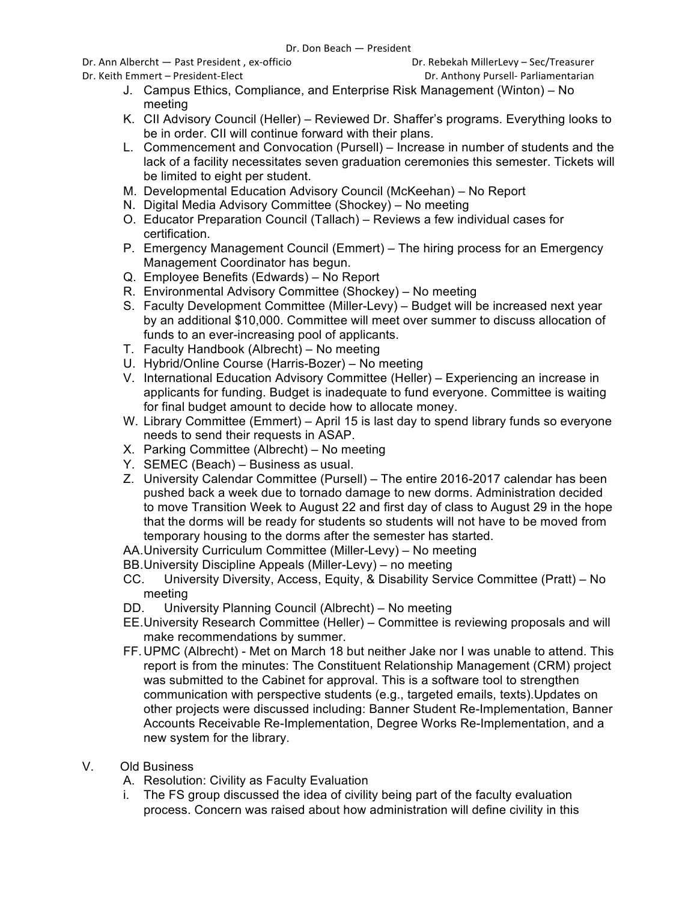J. Campus Ethics, Compliance, and Enterprise Risk Management (Winton) – No meeting
K. CII Advisory Council (Heller) – Reviewed Dr. Shaffer's programs. Everything looks to be in order. CII will continue forward with their plans.
L. Commencement and Convocation (Pursell) – Increase in number of students and the lack of a facility necessitates seven graduation ceremonies this semester. Tickets will be limited to eight per student.
M. Developmental Education Advisory Council (McKeehan) – No Report
N. Digital Media Advisory Committee (Shockey) – No meeting
O. Educator Preparation Council (Tallach) – Reviews a few individual cases for certification.
P. Emergency Management Council (Emmert) – The hiring process for an Emergency Management Coordinator has begun.
Q. Employee Benefits (Edwards) – No Report
R. Environmental Advisory Committee (Shockey) – No meeting
S. Faculty Development Committee (Miller-Levy) – Budget will be increased next year by an additional $10,000. Committee will meet over summer to discuss allocation of funds to an ever-increasing pool of applicants.
T. Faculty Handbook (Albrecht) – No meeting
U. Hybrid/Online Course (Harris-Bozer) – No meeting
V. International Education Advisory Committee (Heller) – Experiencing an increase in applicants for funding. Budget is inadequate to fund everyone. Committee is waiting for final budget amount to decide how to allocate money.
W. Library Committee (Emmert) – April 15 is last day to spend library funds so everyone needs to send their requests in ASAP.
X. Parking Committee (Albrecht) – No meeting
Y. SEMEC (Beach) – Business as usual.
Z. University Calendar Committee (Pursell) – The entire 2016-2017 calendar has been pushed back a week due to tornado damage to new dorms. Administration decided to move Transition Week to August 22 and first day of class to August 29 in the hope that the dorms will be ready for students so students will not have to be moved from temporary housing to the dorms after the semester has started.
AA. University Curriculum Committee (Miller-Levy) – No meeting
BB. University Discipline Appeals (Miller-Levy) – no meeting
CC. University Diversity, Access, Equity, & Disability Service Committee (Pratt) – No meeting
DD. University Planning Council (Albrecht) – No meeting
EE. University Research Committee (Heller) – Committee is reviewing proposals and will make recommendations by summer.
FF. UPMC (Albrecht) - Met on March 18 but neither Jake nor I was unable to attend. This report is from the minutes: The Constituent Relationship Management (CRM) project was submitted to the Cabinet for approval. This is a software tool to strengthen communication with perspective students (e.g., targeted emails, texts).Updates on other projects were discussed including: Banner Student Re-Implementation, Banner Accounts Receivable Re-Implementation, Degree Works Re-Implementation, and a new system for the library.

V. Old Business

A. Resolution: Civility as Faculty Evaluation

i. The FS group discussed the idea of civility being part of the faculty evaluation process. Concern was raised about how administration will define civility in this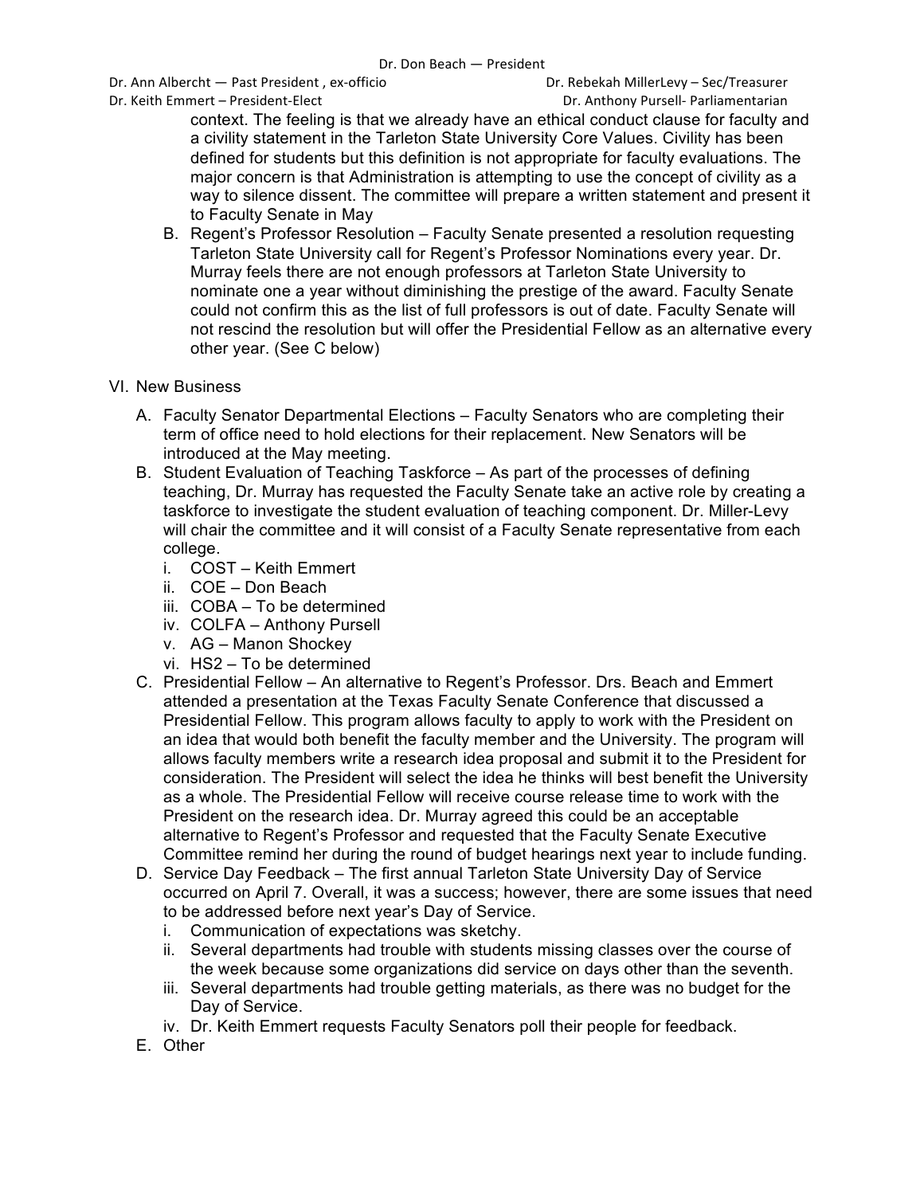context. The feeling is that we already have an ethical conduct clause for faculty and a civility statement in the Tarleton State University Core Values. Civility has been defined for students but this definition is not appropriate for faculty evaluations. The major concern is that Administration is attempting to use the concept of civility as a way to silence dissent. The committee will prepare a written statement and present it to Faculty Senate in May

B. Regent's Professor Resolution – Faculty Senate presented a resolution requesting Tarleton State University call for Regent's Professor Nominations every year. Dr. Murray feels there are not enough professors at Tarleton State University to nominate one a year without diminishing the prestige of the award. Faculty Senate could not confirm this as the list of full professors is out of date. Faculty Senate will not rescind the resolution but will offer the Presidential Fellow as an alternative every other year. (See C below)

VI. New Business

A. Faculty Senator Departmental Elections – Faculty Senators who are completing their term of office need to hold elections for their replacement. New Senators will be introduced at the May meeting.

B. Student Evaluation of Teaching Taskforce – As part of the processes of defining teaching, Dr. Murray has requested the Faculty Senate take an active role by creating a taskforce to investigate the student evaluation of teaching component. Dr. Miller-Levy will chair the committee and it will consist of a Faculty Senate representative from each college.
   i. COST – Keith Emmert
   ii. COE – Don Beach
   iii. COBA – To be determined
   iv. COLFA – Anthony Pursell
   v. AG – Manon Shockey
   vi. HS2 – To be determined

C. Presidential Fellow – An alternative to Regent's Professor. Drs. Beach and Emmert attended a presentation at the Texas Faculty Senate Conference that discussed a Presidential Fellow. This program allows faculty to apply to work with the President on an idea that would both benefit the faculty member and the University. The program will allows faculty members write a research idea proposal and submit it to the President for consideration. The President will select the idea he thinks will best benefit the University as a whole. The Presidential Fellow will receive course release time to work with the President on the research idea. Dr. Murray agreed this could be an acceptable alternative to Regent's Professor and requested that the Faculty Senate Executive Committee remind her during the round of budget hearings next year to include funding.

D. Service Day Feedback – The first annual Tarleton State University Day of Service occurred on April 7. Overall, it was a success; however, there are some issues that need to be addressed before next year's Day of Service.
   i. Communication of expectations was sketchy.
   ii. Several departments had trouble with students missing classes over the course of the week because some organizations did service on days other than the seventh.
   iii. Several departments had trouble getting materials, as there was no budget for the Day of Service.
   iv. Dr. Keith Emmert requests Faculty Senators poll their people for feedback.

E. Other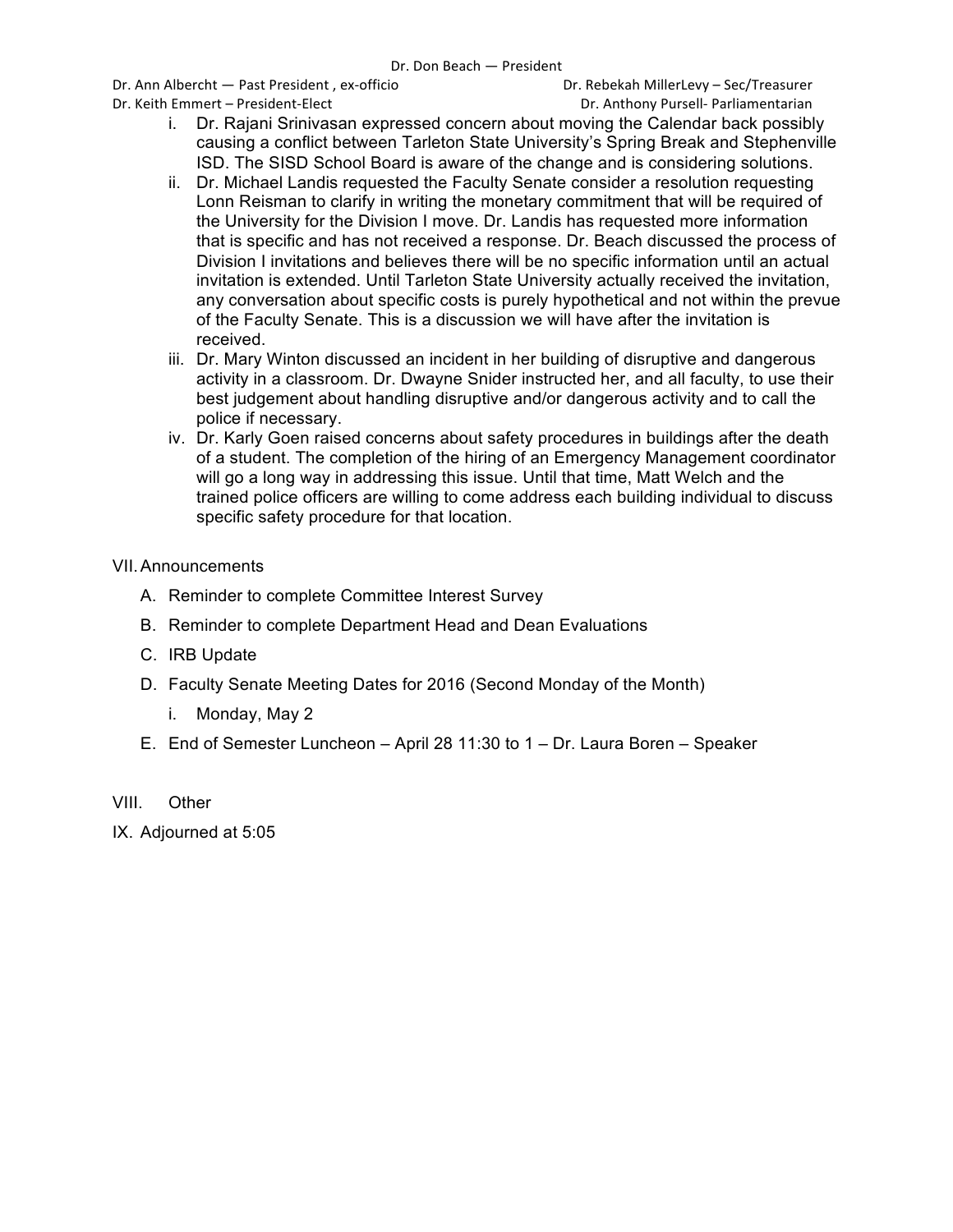i. Dr. Rajani Srinivasan expressed concern about moving the Calendar back possibly causing a conflict between Tarleton State University's Spring Break and Stephenville ISD. The SISD School Board is aware of the change and is considering solutions.

ii. Dr. Michael Landis requested the Faculty Senate consider a resolution requesting Lonn Reisman to clarify in writing the monetary commitment that will be required of the University for the Division I move. Dr. Landis has requested more information that is specific and has not received a response. Dr. Beach discussed the process of Division I invitations and believes there will be no specific information until an actual invitation is extended. Until Tarleton State University actually received the invitation, any conversation about specific costs is purely hypothetical and not within the prevue of the Faculty Senate. This is a discussion we will have after the invitation is received.

iii. Dr. Mary Winton discussed an incident in her building of disruptive and dangerous activity in a classroom. Dr. Dwayne Snider instructed her, and all faculty, to use their best judgement about handling disruptive and/or dangerous activity and to call the police if necessary.

iv. Dr. Karly Goen raised concerns about safety procedures in buildings after the death of a student. The completion of the hiring of an Emergency Management coordinator will go a long way in addressing this issue. Until that time, Matt Welch and the trained police officers are willing to come address each building individual to discuss specific safety procedure for that location.

VII. Announcements

A. Reminder to complete Committee Interest Survey

B. Reminder to complete Department Head and Dean Evaluations

C. IRB Update

D. Faculty Senate Meeting Dates for 2016 (Second Monday of the Month)

   i. Monday, May 2

E. End of Semester Luncheon – April 28 11:30 to 1 – Dr. Laura Boren – Speaker

VIII. Other

IX. Adjourned at 5:05